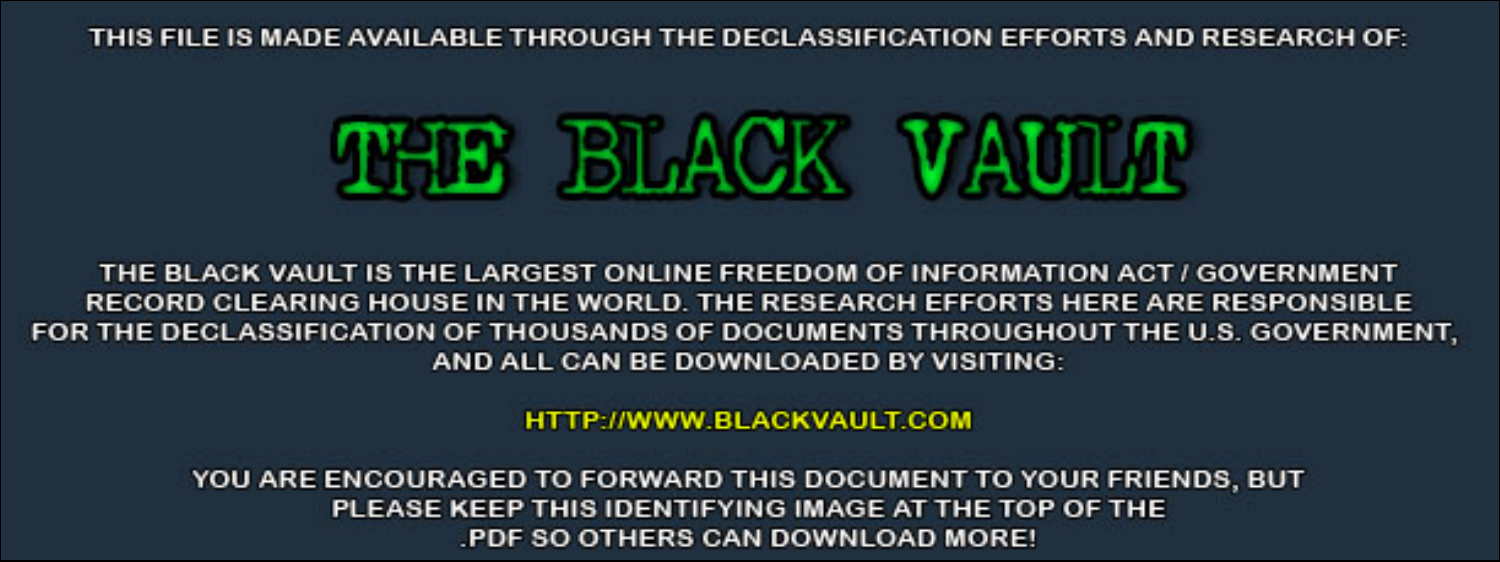THIS FILE IS MADE AVAILABLE THROUGH THE DECLASSIFICATION EFFORTS AND RESEARCH OF:

# THE BLACK VAULT

THE BLACK VAULT IS THE LARGEST ONLINE FREEDOM OF INFORMATION ACT / GOVERNMENT RECORD CLEARING HOUSE IN THE WORLD. THE RESEARCH EFFORTS HERE ARE RESPONSIBLE FOR THE DECLASSIFICATION OF THOUSANDS OF DOCUMENTS THROUGHOUT THE U.S. GOVERNMENT, AND ALL CAN BE DOWNLOADED BY VISITING:

HTTP://WWW.BLACKVAULT.COM

YOU ARE ENCOURAGED TO FORWARD THIS DOCUMENT TO YOUR FRIENDS, BUT PLEASE KEEP THIS IDENTIFYING IMAGE AT THE TOP OF THE .PDF SO OTHERS CAN DOWNLOAD MORE!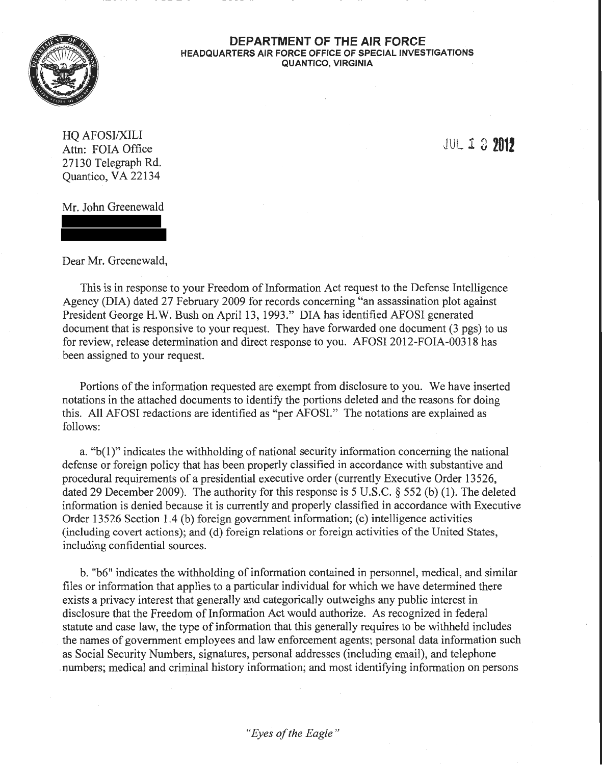**DEPARTMENT OF THE AIR FORCE**
**HEADQUARTERS AIR FORCE OFFICE OF SPECIAL INVESTIGATIONS**
**QUANTICO, VIRGINIA**

HQ AFOSI/XILI
Attn: FOIA Office
27130 Telegraph Rd.
Quantico, VA 22134

JUL 1 3 2012

Mr. John Greenewald

Dear Mr. Greenewald,

This is in response to your Freedom of Information Act request to the Defense Intelligence Agency (DIA) dated 27 February 2009 for records concerning "an assassination plot against President George H.W. Bush on April 13, 1993." DIA has identified AFOSI generated document that is responsive to your request. They have forwarded one document (3 pgs) to us for review, release determination and direct response to you. AFOSI 2012-FOIA-00318 has been assigned to your request.

Portions of the information requested are exempt from disclosure to you. We have inserted notations in the attached documents to identify the portions deleted and the reasons for doing this. All AFOSI redactions are identified as "per AFOSI." The notations are explained as follows:

a. "b(1)" indicates the withholding of national security information concerning the national defense or foreign policy that has been properly classified in accordance with substantive and procedural requirements of a presidential executive order (currently Executive Order 13526, dated 29 December 2009). The authority for this response is 5 U.S.C. § 552 (b) (1). The deleted information is denied because it is currently and properly classified in accordance with Executive Order 13526 Section 1.4 (b) foreign government information; (c) intelligence activities (including covert actions); and (d) foreign relations or foreign activities of the United States, including confidential sources.

b. "b6" indicates the withholding of information contained in personnel, medical, and similar files or information that applies to a particular individual for which we have determined there exists a privacy interest that generally and categorically outweighs any public interest in disclosure that the Freedom of Information Act would authorize. As recognized in federal statute and case law, the type of information that this generally requires to be withheld includes the names of government employees and law enforcement agents; personal data information such as Social Security Numbers, signatures, personal addresses (including email), and telephone numbers; medical and criminal history information; and most identifying information on persons

*"Eyes of the Eagle"*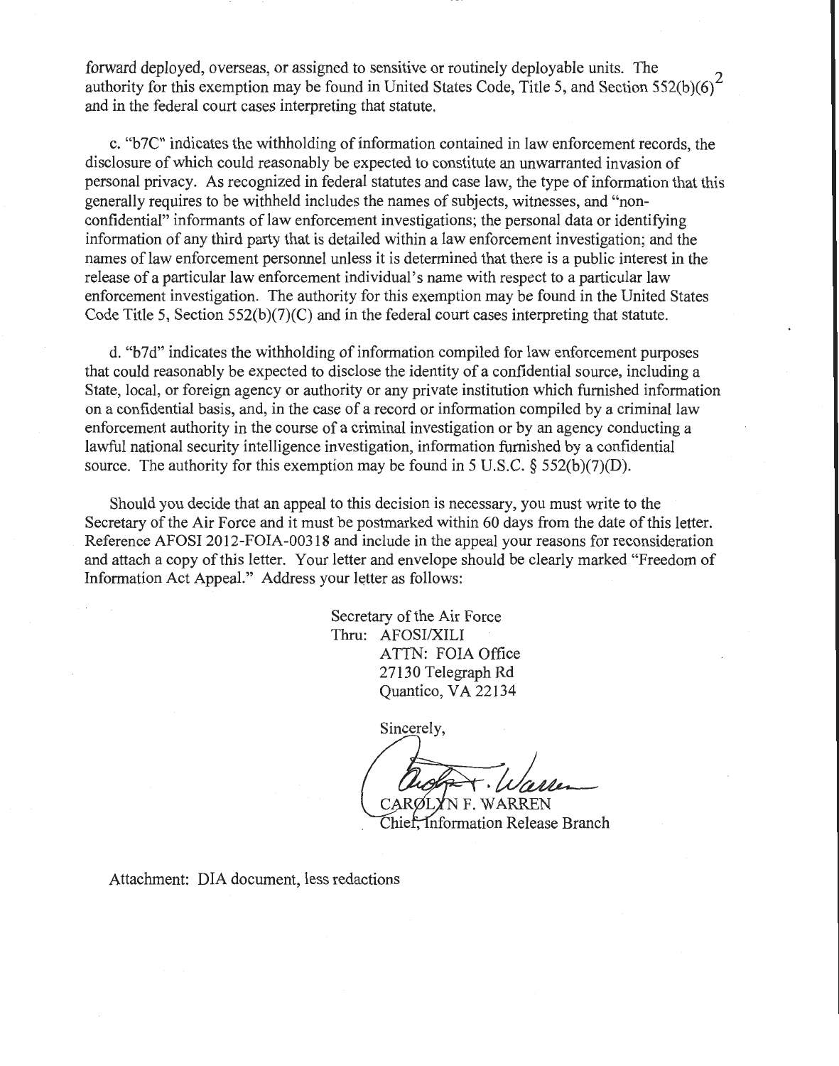forward deployed, overseas, or assigned to sensitive or routinely deployable units. The authority for this exemption may be found in United States Code, Title 5, and Section 552(b)(6)[2] and in the federal court cases interpreting that statute.

c. "b7C" indicates the withholding of information contained in law enforcement records, the disclosure of which could reasonably be expected to constitute an unwarranted invasion of personal privacy. As recognized in federal statutes and case law, the type of information that this generally requires to be withheld includes the names of subjects, witnesses, and "non-confidential" informants of law enforcement investigations; the personal data or identifying information of any third party that is detailed within a law enforcement investigation; and the names of law enforcement personnel unless it is determined that there is a public interest in the release of a particular law enforcement individual's name with respect to a particular law enforcement investigation. The authority for this exemption may be found in the United States Code Title 5, Section 552(b)(7)(C) and in the federal court cases interpreting that statute.

d. "b7d" indicates the withholding of information compiled for law enforcement purposes that could reasonably be expected to disclose the identity of a confidential source, including a State, local, or foreign agency or authority or any private institution which furnished information on a confidential basis, and, in the case of a record or information compiled by a criminal law enforcement authority in the course of a criminal investigation or by an agency conducting a lawful national security intelligence investigation, information furnished by a confidential source. The authority for this exemption may be found in 5 U.S.C. § 552(b)(7)(D).

Should you decide that an appeal to this decision is necessary, you must write to the Secretary of the Air Force and it must be postmarked within 60 days from the date of this letter. Reference AFOSI 2012-FOIA-00318 and include in the appeal your reasons for reconsideration and attach a copy of this letter. Your letter and envelope should be clearly marked "Freedom of Information Act Appeal." Address your letter as follows:

Secretary of the Air Force
Thru: AFOSI/XILI
ATTN: FOIA Office
27130 Telegraph Rd
Quantico, VA 22134

Sincerely,

CAROLYN F. WARREN
Chief, Information Release Branch

Attachment: DIA document, less redactions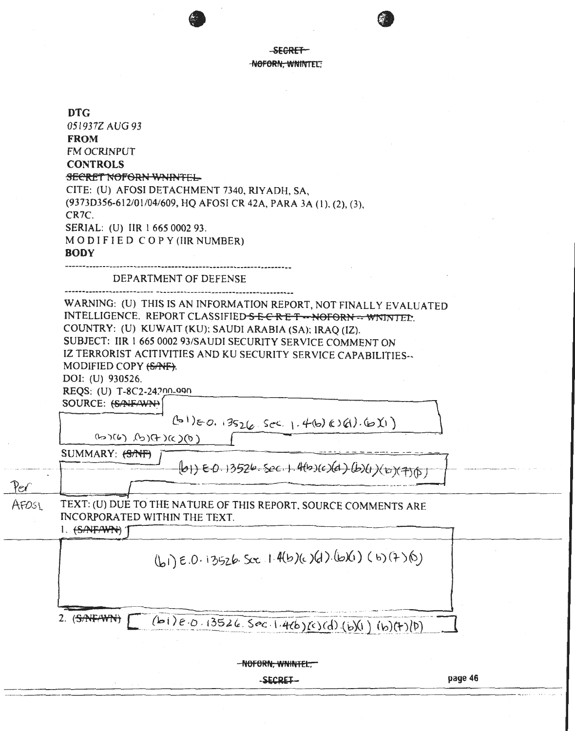~~SECRET~~

~~NOFORN, WNINTEL,~~

**DTG**

*051937Z AUG 93*

**FROM**

FM OCRINPUT

**CONTROLS**

~~SECRET NOFORN WNINTEL~~

CITE: (U) AFOSI DETACHMENT 7340, RIYADH, SA, (9373D356-612/01/04/609, HQ AFOSI CR 42A, PARA 3A (1), (2), (3), CR7C.

SERIAL: (U) IIR 1 665 0002 93.

M O D I F I E D C O P Y (IIR NUMBER)

**BODY**

---

DEPARTMENT OF DEFENSE

---

WARNING: (U) THIS IS AN INFORMATION REPORT, NOT FINALLY EVALUATED INTELLIGENCE. REPORT CLASSIFIED ~~S E C R E T -- NOFORN -- WNINTEL~~.

COUNTRY: (U) KUWAIT (KU); SAUDI ARABIA (SA); IRAQ (IZ).

SUBJECT: IIR 1 665 0002 93/SAUDI SECURITY SERVICE COMMENT ON IZ TERRORIST ACITIVITIES AND KU SECURITY SERVICE CAPABILITIES-- MODIFIED COPY ~~(S/NF)~~.

DOI: (U) 930526.

REQS: (U) T-8C2-24200-990

SOURCE: ~~(S/NF/WN)~~ [(b)(1) E.O. 13526 Sec. 1.4(b)(c)(d). (b)(1) (b)(6) (b)(7)(c)(D)]

SUMMARY: ~~(S/NF)~~ [(b)(1) E.O. 13526 Sec. 1.4(b)(c)(d) (b)(1) (b)(7)(D)]

Per AFOSI

TEXT: (U) DUE TO THE NATURE OF THIS REPORT, SOURCE COMMENTS ARE INCORPORATED WITHIN THE TEXT.

1. ~~(S/NF/WN)~~ [(b)(1) E.O. 13526 Sec 1.4(b)(c)(d). (b)(1) (b)(7)(D)]

2. ~~(S/NF/WN)~~ [(b)(1) E.O. 13526 Sec 1.4(b)(c)(d). (b)(1) (b)(7)(D)]

~~NOFORN, WNINTEL,~~

~~SECRET~~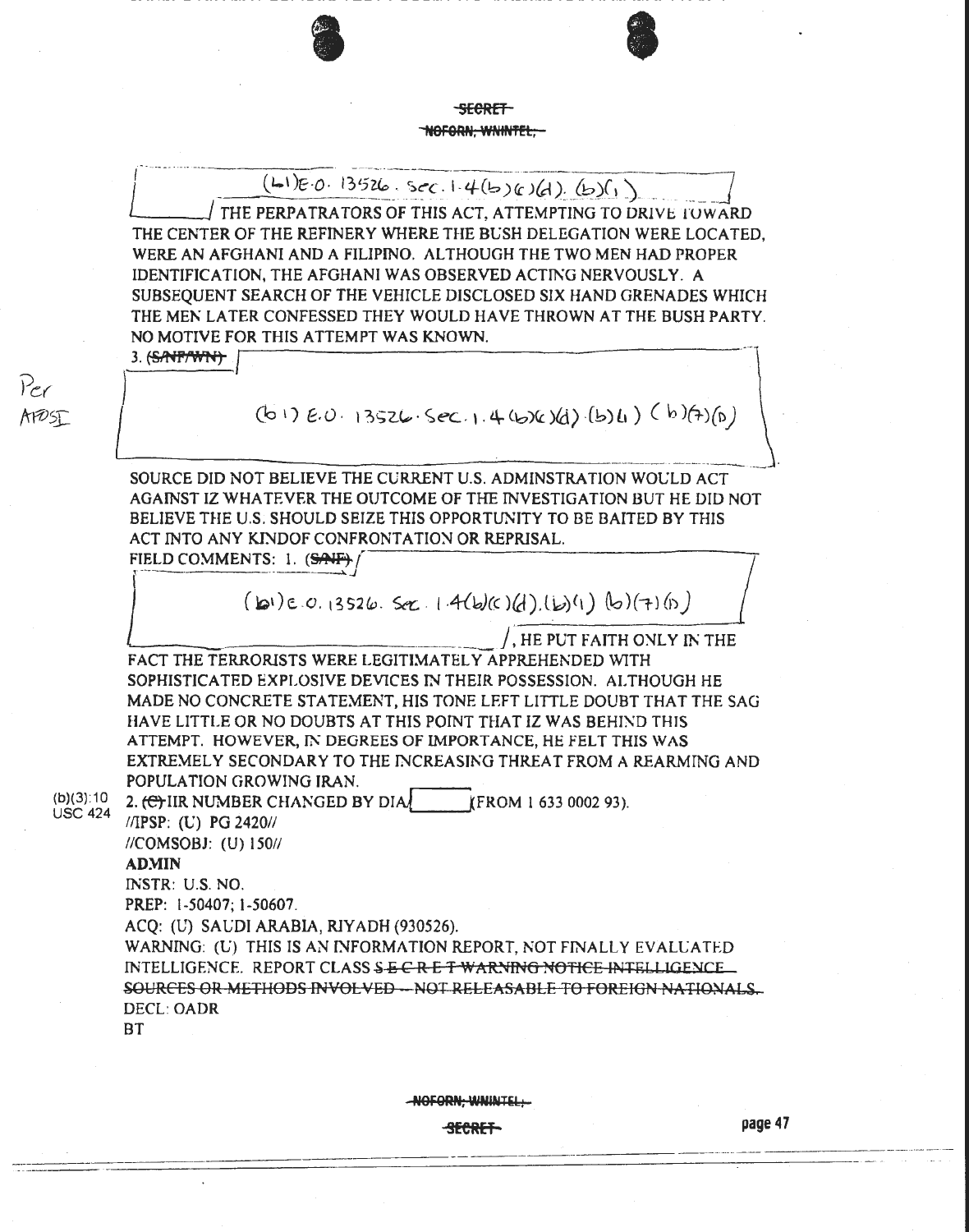~~SECRET~~

~~NOFORN, WNINTEL,~~

(b1)E.O. 13526. Sec. 1.4(b)(c)(d). (b)(1)

/ THE PERPATRATORS OF THIS ACT, ATTEMPTING TO DRIVE TOWARD THE CENTER OF THE REFINERY WHERE THE BUSH DELEGATION WERE LOCATED, WERE AN AFGHANI AND A FILIPINO. ALTHOUGH THE TWO MEN HAD PROPER IDENTIFICATION, THE AFGHANI WAS OBSERVED ACTING NERVOUSLY. A SUBSEQUENT SEARCH OF THE VEHICLE DISCLOSED SIX HAND GRENADES WHICH THE MEN LATER CONFESSED THEY WOULD HAVE THROWN AT THE BUSH PARTY. NO MOTIVE FOR THIS ATTEMPT WAS KNOWN.

3. ~~(S/NF/WN)~~

Per AFOSI

(b1) E.O. 13526. Sec. 1.4(b)(c)(d).(b)(1) (b)(7)(D)

SOURCE DID NOT BELIEVE THE CURRENT U.S. ADMINSTRATION WOULD ACT AGAINST IZ WHATEVER THE OUTCOME OF THE INVESTIGATION BUT HE DID NOT BELIEVE THE U.S. SHOULD SEIZE THIS OPPORTUNITY TO BE BAITED BY THIS ACT INTO ANY KINDOF CONFRONTATION OR REPRISAL.

FIELD COMMENTS: 1. ~~(S/NF)~~

(b1) E.O. 13526. Sec. 1.4(b)(c)(d).(b)(1) (b)(7)(D)

/, HE PUT FAITH ONLY IN THE FACT THE TERRORISTS WERE LEGITIMATELY APPREHENDED WITH SOPHISTICATED EXPLOSIVE DEVICES IN THEIR POSSESSION. ALTHOUGH HE MADE NO CONCRETE STATEMENT, HIS TONE LEFT LITTLE DOUBT THAT THE SAG HAVE LITTLE OR NO DOUBTS AT THIS POINT THAT IZ WAS BEHIND THIS ATTEMPT. HOWEVER, IN DEGREES OF IMPORTANCE, HE FELT THIS WAS EXTREMELY SECONDARY TO THE INCREASING THREAT FROM A REARMING AND POPULATION GROWING IRAN.

(b)(3):10 USC 424

2. ~~(C)~~ IIR NUMBER CHANGED BY DIA/ (FROM 1 633 0002 93).

//IPSP: (U) PG 2420//

//COMSOBJ: (U) 150//

**ADMIN**

INSTR: U.S. NO.

PREP: 1-50407; 1-50607.

ACQ: (U) SAUDI ARABIA, RIYADH (930526).

WARNING: (U) THIS IS AN INFORMATION REPORT, NOT FINALLY EVALUATED INTELLIGENCE. REPORT CLASS ~~S E C R E T WARNING NOTICE INTELLIGENCE SOURCES OR METHODS INVOLVED -- NOT RELEASABLE TO FOREIGN NATIONALS.~~

DECL: OADR

BT

~~NOFORN, WNINTEL,~~

~~SECRET~~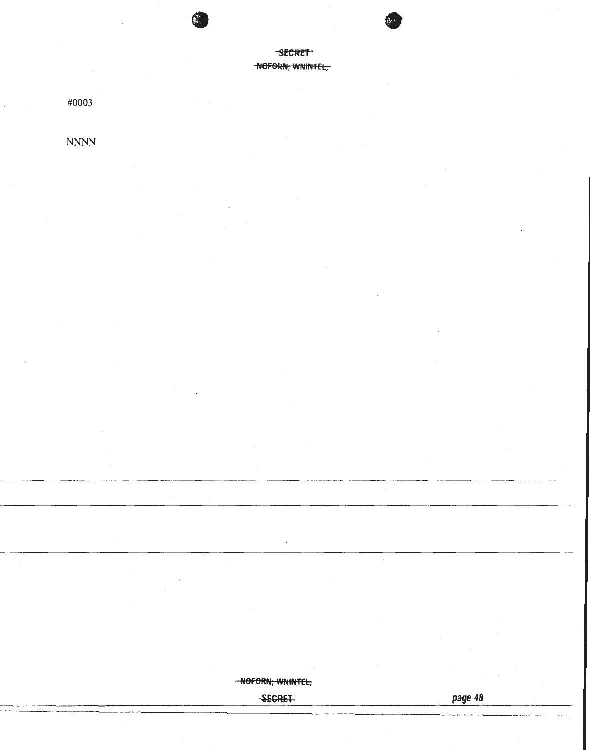#0003

NNNN